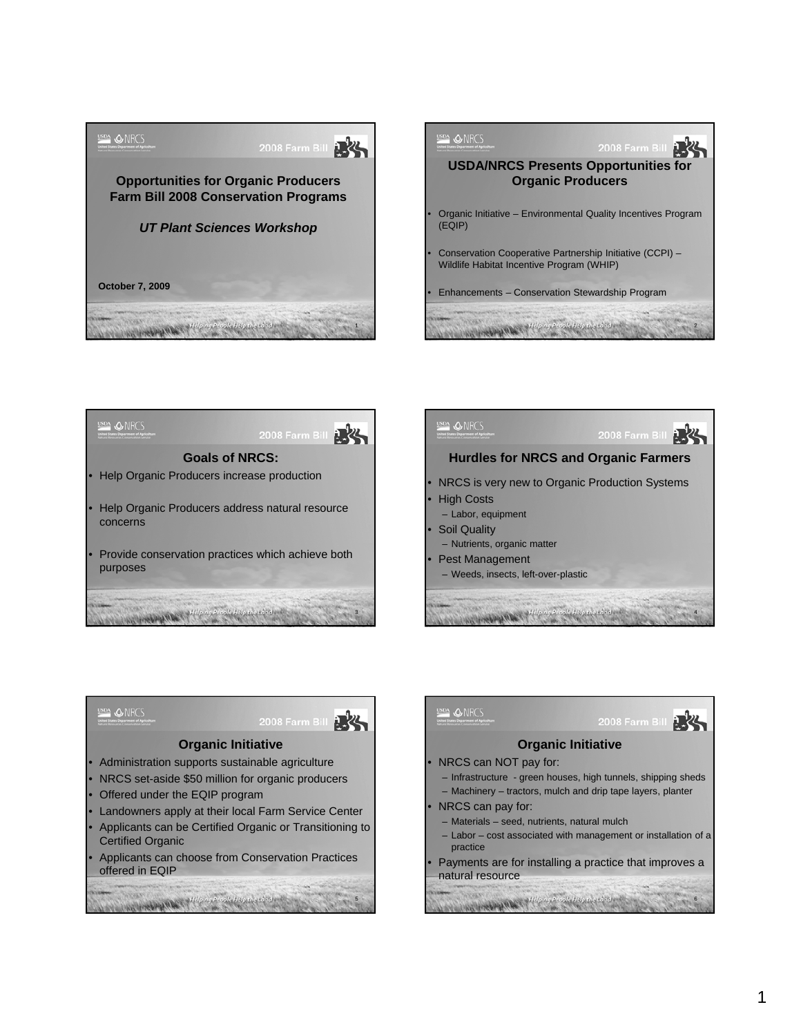## Opportunities for Organic Producers Farm Bill 2008 Conservation Programs

***UT Plant Sciences Workshop***

**October 7, 2009**

## USDA/NRCS Presents Opportunities for Organic Producers

- Organic Initiative – Environmental Quality Incentives Program (EQIP)
- Conservation Cooperative Partnership Initiative (CCPI) – Wildlife Habitat Incentive Program (WHIP)
- Enhancements – Conservation Stewardship Program

## Goals of NRCS:

- Help Organic Producers increase production
- Help Organic Producers address natural resource concerns
- Provide conservation practices which achieve both purposes

## Hurdles for NRCS and Organic Farmers

- NRCS is very new to Organic Production Systems
- High Costs
  - Labor, equipment
- Soil Quality
  - Nutrients, organic matter
- Pest Management
  - Weeds, insects, left-over-plastic

## Organic Initiative

- Administration supports sustainable agriculture
- NRCS set-aside $50 million for organic producers
- Offered under the EQIP program
- Landowners apply at their local Farm Service Center
- Applicants can be Certified Organic or Transitioning to Certified Organic
- Applicants can choose from Conservation Practices offered in EQIP

## Organic Initiative

- NRCS can NOT pay for:
  - Infrastructure - green houses, high tunnels, shipping sheds
  - Machinery – tractors, mulch and drip tape layers, planter
- NRCS can pay for:
  - Materials – seed, nutrients, natural mulch
  - Labor – cost associated with management or installation of a practice
- Payments are for installing a practice that improves a natural resource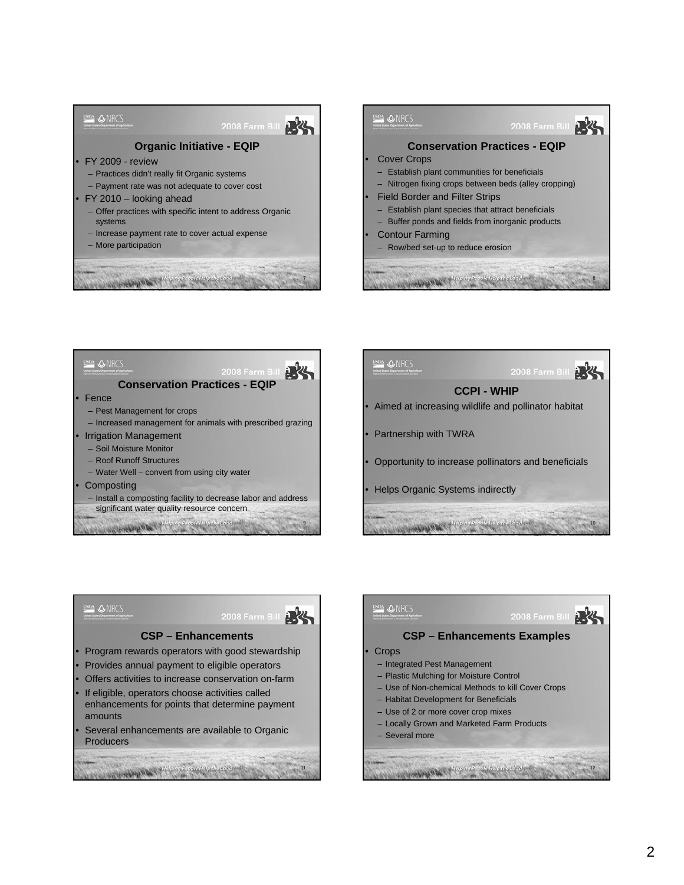## Organic Initiative - EQIP

- FY 2009 - review
  - Practices didn't really fit Organic systems
  - Payment rate was not adequate to cover cost
- FY 2010 – looking ahead
  - Offer practices with specific intent to address Organic systems
  - Increase payment rate to cover actual expense
  - More participation

## Conservation Practices - EQIP

- Cover Crops
  - Establish plant communities for beneficials
  - Nitrogen fixing crops between beds (alley cropping)
- Field Border and Filter Strips
  - Establish plant species that attract beneficials
  - Buffer ponds and fields from inorganic products
- Contour Farming
  - Row/bed set-up to reduce erosion

## Conservation Practices - EQIP

- Fence
  - Pest Management for crops
  - Increased management for animals with prescribed grazing
- Irrigation Management
  - Soil Moisture Monitor
  - Roof Runoff Structures
  - Water Well – convert from using city water
- Composting
  - Install a composting facility to decrease labor and address significant water quality resource concern

## CCPI - WHIP

- Aimed at increasing wildlife and pollinator habitat
- Partnership with TWRA
- Opportunity to increase pollinators and beneficials
- Helps Organic Systems indirectly

## CSP – Enhancements

- Program rewards operators with good stewardship
- Provides annual payment to eligible operators
- Offers activities to increase conservation on-farm
- If eligible, operators choose activities called enhancements for points that determine payment amounts
- Several enhancements are available to Organic Producers

## CSP – Enhancements Examples

- Crops
  - Integrated Pest Management
  - Plastic Mulching for Moisture Control
  - Use of Non-chemical Methods to kill Cover Crops
  - Habitat Development for Beneficials
  - Use of 2 or more cover crop mixes
  - Locally Grown and Marketed Farm Products
  - Several more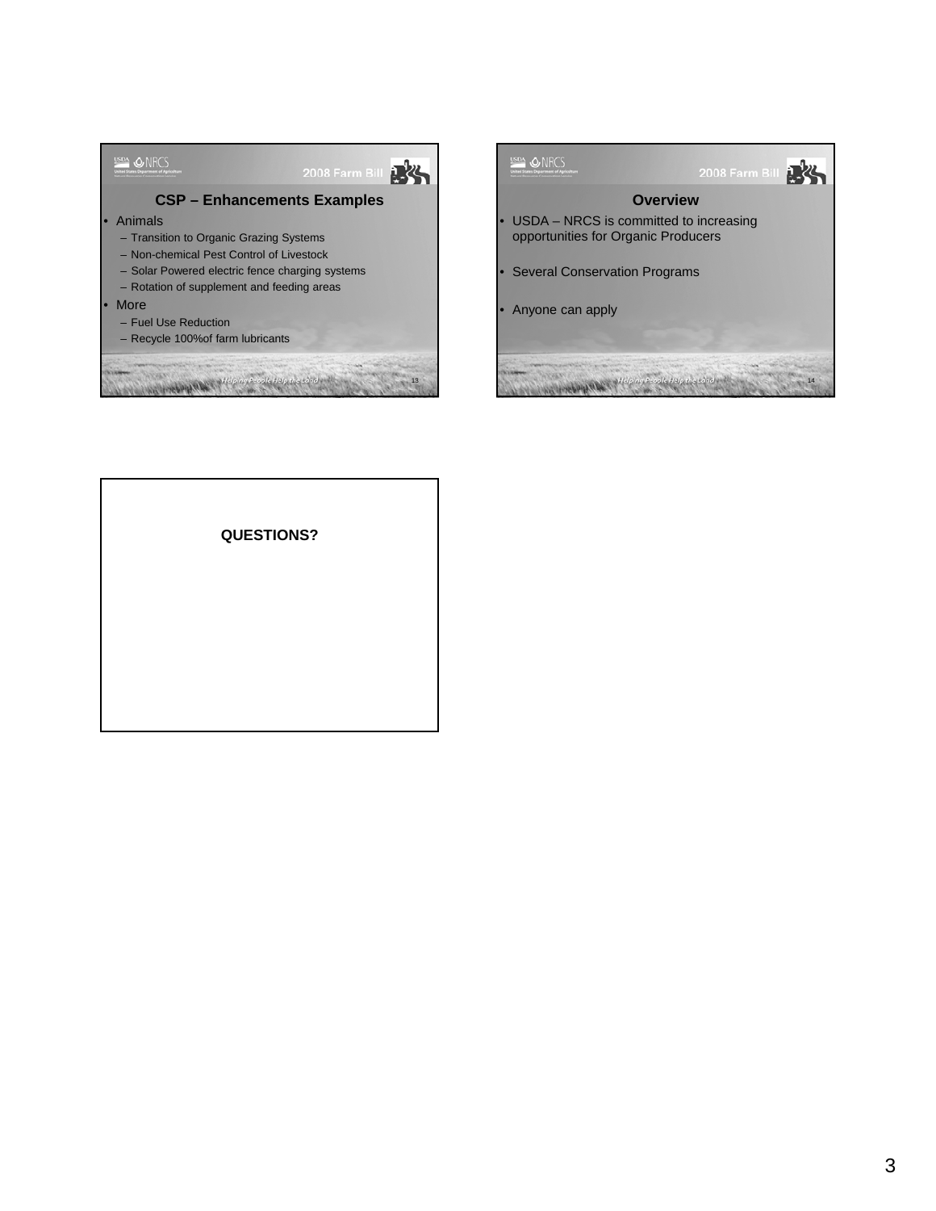## CSP – Enhancements Examples

- Animals
  - Transition to Organic Grazing Systems
  - Non-chemical Pest Control of Livestock
  - Solar Powered electric fence charging systems
  - Rotation of supplement and feeding areas
- More
  - Fuel Use Reduction
  - Recycle 100%of farm lubricants

## Overview

- USDA – NRCS is committed to increasing opportunities for Organic Producers
- Several Conservation Programs
- Anyone can apply

**QUESTIONS?**